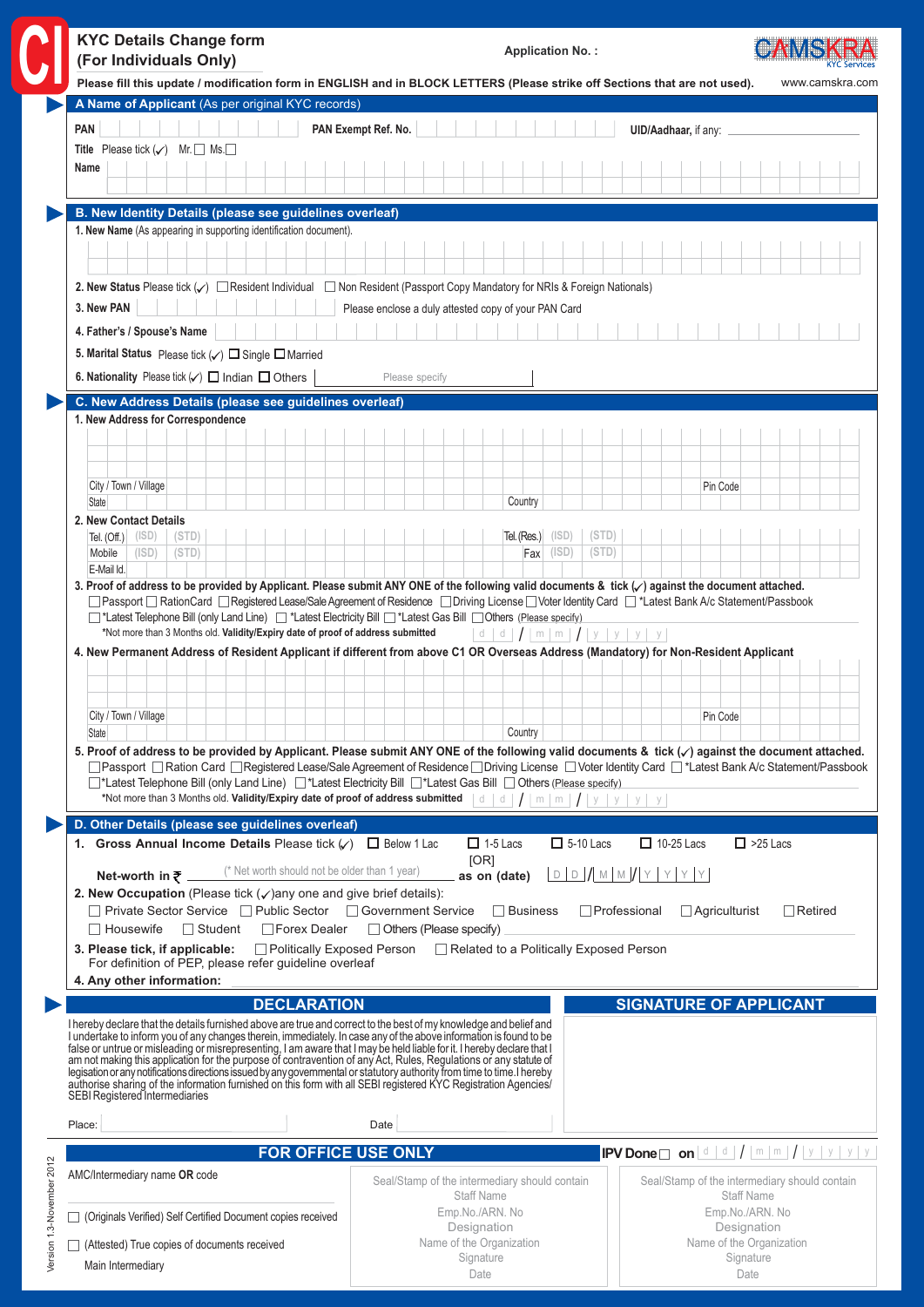# KYC Details Change form (For Individuals Only)

Application No. :

CAMSKRA KYC Services

**Please fill this update / modification form in ENGLISH and in BLOCK LETTERS (Please strike off Sections that are not used).** www.camskra.com

## A Name of Applicant (As per original KYC records)

**PAN** | **PAN Exempt Ref. No.** | **UID/Aadhaar,** if any:

**Title** Please tick (✓) Mr. ☐ Ms.☐

**Name**

## B. New Identity Details (please see guidelines overleaf)

1. **New Name** (As appearing in supporting identification document).
2. **New Status** Please tick (✓) ☐ Resident Individual ☐ Non Resident (Passport Copy Mandatory for NRIs & Foreign Nationals)
3. **New PAN** Please enclose a duly attested copy of your PAN Card
4. **Father's / Spouse's Name**
5. **Marital Status** Please tick (✓) ☐ Single ☐ Married
6. **Nationality** Please tick (✓) ☐ Indian ☐ Others Please specify

## C. New Address Details (please see guidelines overleaf)

**1. New Address for Correspondence**

City / Town / Village | Pin Code

State | Country

**2. New Contact Details**

Tel. (Off.) (ISD) (STD) | Tel. (Res.) (ISD) (STD)

Mobile (ISD) (STD) | Fax (ISD) (STD)

E-Mail Id.

**3. Proof of address to be provided by Applicant. Please submit ANY ONE of the following valid documents & tick (✓) against the document attached.**

☐ Passport ☐ RationCard ☐ Registered Lease/Sale Agreement of Residence ☐ Driving License ☐ Voter Identity Card ☐ *Latest Bank A/c Statement/Passbook ☐ *Latest Telephone Bill (only Land Line) ☐ *Latest Electricity Bill ☐ *Latest Gas Bill ☐ Others (Please specify)

*Not more than 3 Months old. **Validity/Expiry date of proof of address submitted** d d / m m / y y y y

**4. New Permanent Address of Resident Applicant if different from above C1 OR Overseas Address (Mandatory) for Non-Resident Applicant**

City / Town / Village | Pin Code

State | Country

**5. Proof of address to be provided by Applicant. Please submit ANY ONE of the following valid documents & tick (✓) against the document attached.**

☐ Passport ☐ Ration Card ☐ Registered Lease/Sale Agreement of Residence ☐ Driving License ☐ Voter Identity Card ☐ *Latest Bank A/c Statement/Passbook ☐ *Latest Telephone Bill (only Land Line) ☐ *Latest Electricity Bill ☐ *Latest Gas Bill ☐ Others (Please specify)

*Not more than 3 Months old. **Validity/Expiry date of proof of address submitted** d d / m m / y y y y

## D. Other Details (please see guidelines overleaf)

1. **Gross Annual Income Details** Please tick (✓) ☐ Below 1 Lac ☐ 1-5 Lacs ☐ 5-10 Lacs ☐ 10-25 Lacs ☐ >25 Lacs

   [OR]

   **Net-worth in ₹** (* Net worth should not be older than 1 year) **as on (date)** D D / M M / Y Y Y Y
2. **New Occupation** (Please tick (✓)any one and give brief details):

   ☐ Private Sector Service ☐ Public Sector ☐ Government Service ☐ Business ☐ Professional ☐ Agriculturist ☐ Retired ☐ Housewife ☐ Student ☐ Forex Dealer ☐ Others (Please specify)
3. **Please tick, if applicable:** ☐ Politically Exposed Person ☐ Related to a Politically Exposed Person

   For definition of PEP, please refer guideline overleaf
4. **Any other information:**

## DECLARATION

I hereby declare that the details furnished above are true and correct to the best of my knowledge and belief and I undertake to inform you of any changes therein, immediately. In case any of the above information is found to be false or untrue or misleading or misrepresenting, I am aware that I may be held liable for it. I hereby declare that I am not making this application for the purpose of contravention of any Act, Rules, Regulations or any statute of legislation or any notifications directions issued by any governmental or statutory authority from time to time. I hereby authorise sharing of the information furnished on this form with all SEBI registered KYC Registration Agencies/ SEBI Registered Intermediaries

Place: Date

## SIGNATURE OF APPLICANT

## FOR OFFICE USE ONLY

**IPV Done** ☐ **on** d d / m m / y y y y

AMC/Intermediary name **OR** code

☐ (Originals Verified) Self Certified Document copies received

☐ (Attested) True copies of documents received

Main Intermediary

| Seal/Stamp of the intermediary should contain | Seal/Stamp of the intermediary should contain |
|---|---|
| Staff Name | Staff Name |
| Emp.No./ARN. No | Emp.No./ARN. No |
| Designation | Designation |
| Name of the Organization | Name of the Organization |
| Signature | Signature |
| Date | Date |

Version 1.3-November 2012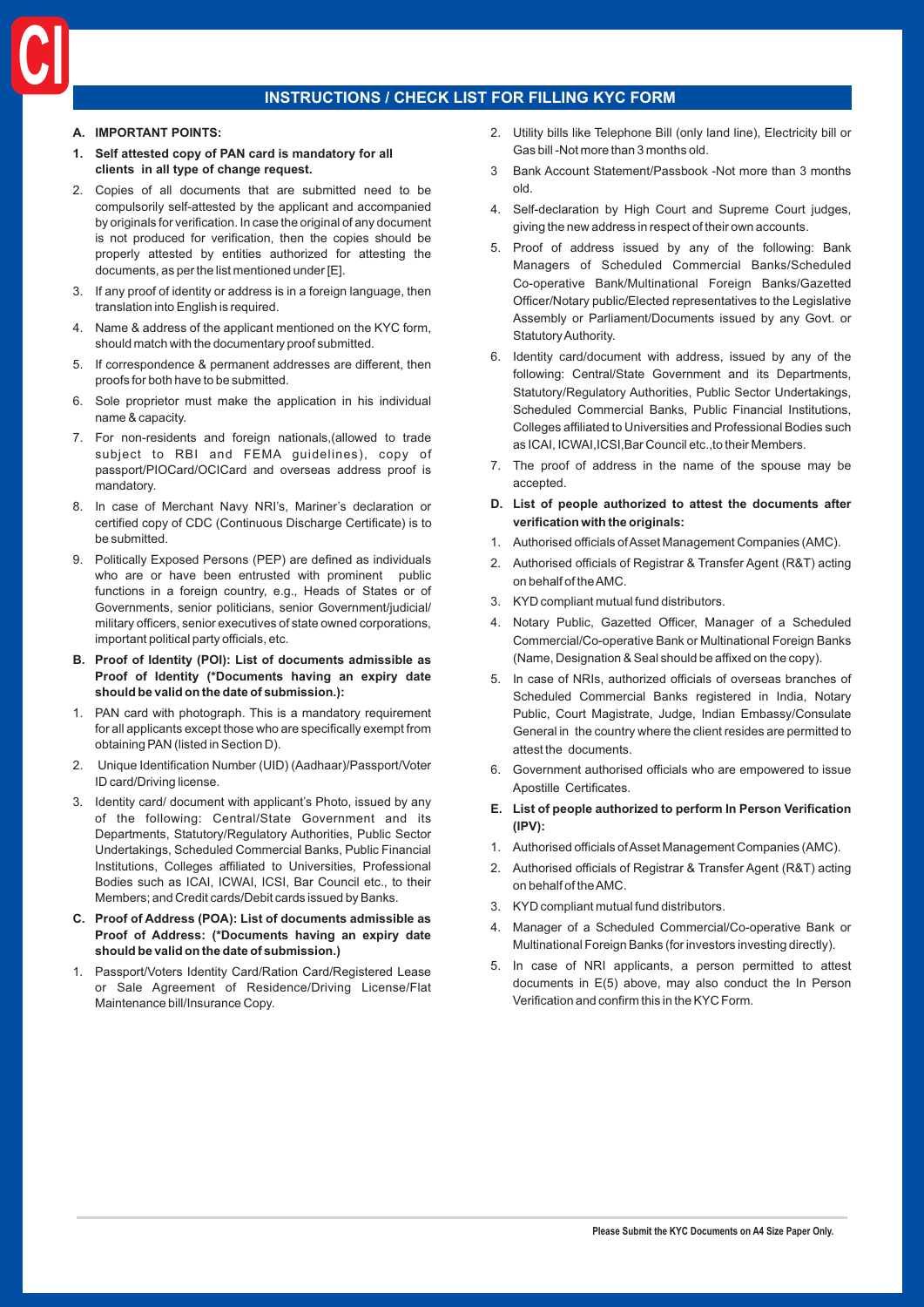## INSTRUCTIONS / CHECK LIST FOR FILLING KYC FORM

**A. IMPORTANT POINTS:**

1. **Self attested copy of PAN card is mandatory for all clients in all type of change request.**
2. Copies of all documents that are submitted need to be compulsorily self-attested by the applicant and accompanied by originals for verification. In case the original of any document is not produced for verification, then the copies should be properly attested by entities authorized for attesting the documents, as per the list mentioned under [E].
3. If any proof of identity or address is in a foreign language, then translation into English is required.
4. Name & address of the applicant mentioned on the KYC form, should match with the documentary proof submitted.
5. If correspondence & permanent addresses are different, then proofs for both have to be submitted.
6. Sole proprietor must make the application in his individual name & capacity.
7. For non-residents and foreign nationals,(allowed to trade subject to RBI and FEMA guidelines), copy of passport/PIOCard/OCICard and overseas address proof is mandatory.
8. In case of Merchant Navy NRI's, Mariner's declaration or certified copy of CDC (Continuous Discharge Certificate) is to be submitted.
9. Politically Exposed Persons (PEP) are defined as individuals who are or have been entrusted with prominent public functions in a foreign country, e.g., Heads of States or of Governments, senior politicians, senior Government/judicial/ military officers, senior executives of state owned corporations, important political party officials, etc.

**B. Proof of Identity (POI): List of documents admissible as Proof of Identity (*Documents having an expiry date should be valid on the date of submission.):**

1. PAN card with photograph. This is a mandatory requirement for all applicants except those who are specifically exempt from obtaining PAN (listed in Section D).
2. Unique Identification Number (UID) (Aadhaar)/Passport/Voter ID card/Driving license.
3. Identity card/ document with applicant's Photo, issued by any of the following: Central/State Government and its Departments, Statutory/Regulatory Authorities, Public Sector Undertakings, Scheduled Commercial Banks, Public Financial Institutions, Colleges affiliated to Universities, Professional Bodies such as ICAI, ICWAI, ICSI, Bar Council etc., to their Members; and Credit cards/Debit cards issued by Banks.

**C. Proof of Address (POA): List of documents admissible as Proof of Address: (*Documents having an expiry date should be valid on the date of submission.)**

1. Passport/Voters Identity Card/Ration Card/Registered Lease or Sale Agreement of Residence/Driving License/Flat Maintenance bill/Insurance Copy.
2. Utility bills like Telephone Bill (only land line), Electricity bill or Gas bill -Not more than 3 months old.
3. Bank Account Statement/Passbook -Not more than 3 months old.
4. Self-declaration by High Court and Supreme Court judges, giving the new address in respect of their own accounts.
5. Proof of address issued by any of the following: Bank Managers of Scheduled Commercial Banks/Scheduled Co-operative Bank/Multinational Foreign Banks/Gazetted Officer/Notary public/Elected representatives to the Legislative Assembly or Parliament/Documents issued by any Govt. or Statutory Authority.
6. Identity card/document with address, issued by any of the following: Central/State Government and its Departments, Statutory/Regulatory Authorities, Public Sector Undertakings, Scheduled Commercial Banks, Public Financial Institutions, Colleges affiliated to Universities and Professional Bodies such as ICAI, ICWAI,ICSI,Bar Council etc.,to their Members.
7. The proof of address in the name of the spouse may be accepted.

**D. List of people authorized to attest the documents after verification with the originals:**

1. Authorised officials of Asset Management Companies (AMC).
2. Authorised officials of Registrar & Transfer Agent (R&T) acting on behalf of the AMC.
3. KYD compliant mutual fund distributors.
4. Notary Public, Gazetted Officer, Manager of a Scheduled Commercial/Co-operative Bank or Multinational Foreign Banks (Name, Designation & Seal should be affixed on the copy).
5. In case of NRIs, authorized officials of overseas branches of Scheduled Commercial Banks registered in India, Notary Public, Court Magistrate, Judge, Indian Embassy/Consulate General in the country where the client resides are permitted to attest the documents.
6. Government authorised officials who are empowered to issue Apostille Certificates.

**E. List of people authorized to perform In Person Verification (IPV):**

1. Authorised officials of Asset Management Companies (AMC).
2. Authorised officials of Registrar & Transfer Agent (R&T) acting on behalf of the AMC.
3. KYD compliant mutual fund distributors.
4. Manager of a Scheduled Commercial/Co-operative Bank or Multinational Foreign Banks (for investors investing directly).
5. In case of NRI applicants, a person permitted to attest documents in E(5) above, may also conduct the In Person Verification and confirm this in the KYC Form.

**Please Submit the KYC Documents on A4 Size Paper Only.**